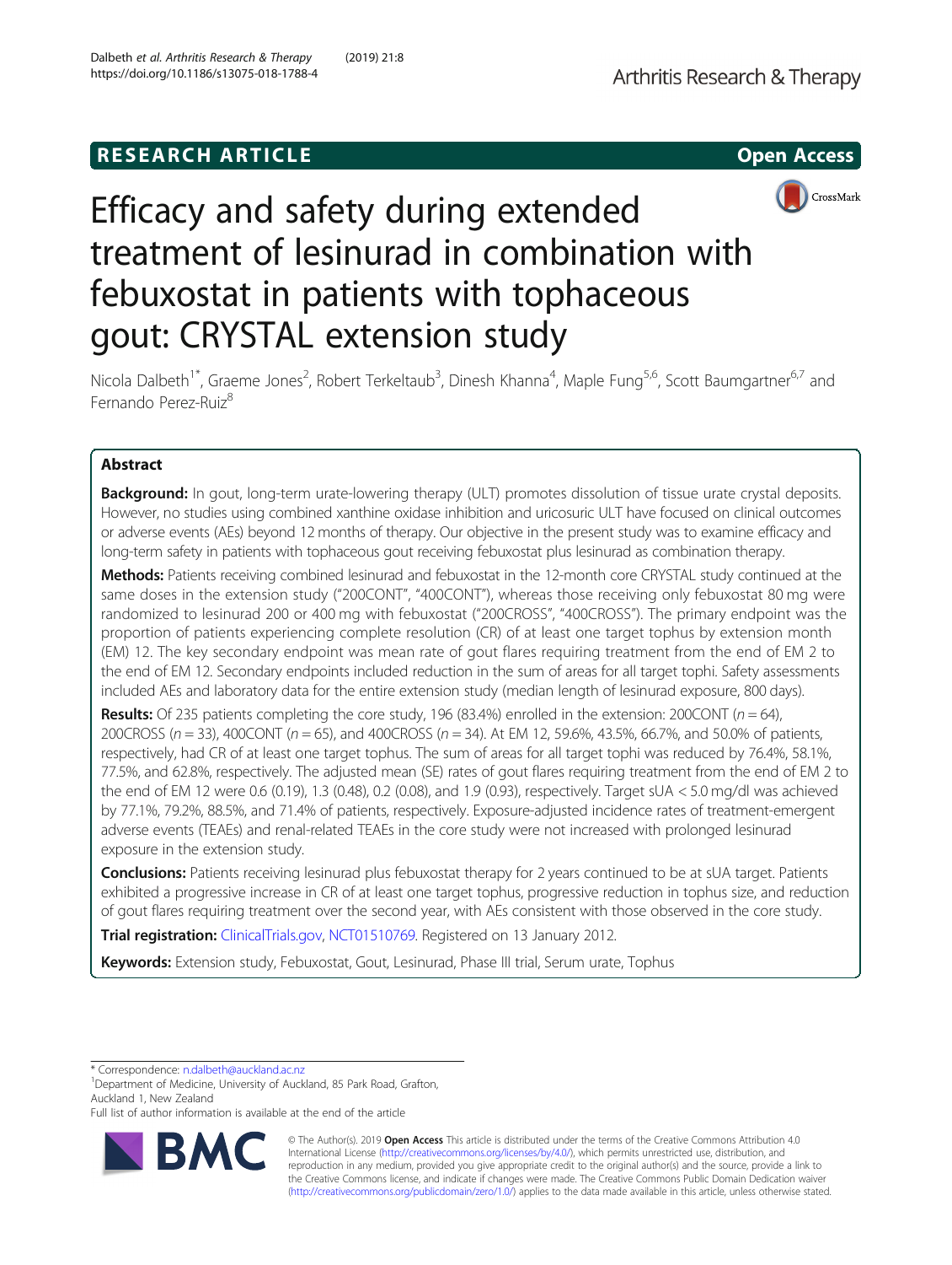RESEARCH ARTICLE

Open Access

# Efficacy and safety during extended treatment of lesinurad in combination with febuxostat in patients with tophaceous gout: CRYSTAL extension study

Nicola Dalbeth[1*], Graeme Jones[2], Robert Terkeltaub[3], Dinesh Khanna[4], Maple Fung[5,6], Scott Baumgartner[6,7] and Fernando Perez-Ruiz[8]

## Abstract

**Background:** In gout, long-term urate-lowering therapy (ULT) promotes dissolution of tissue urate crystal deposits. However, no studies using combined xanthine oxidase inhibition and uricosuric ULT have focused on clinical outcomes or adverse events (AEs) beyond 12 months of therapy. Our objective in the present study was to examine efficacy and long-term safety in patients with tophaceous gout receiving febuxostat plus lesinurad as combination therapy.

**Methods:** Patients receiving combined lesinurad and febuxostat in the 12-month core CRYSTAL study continued at the same doses in the extension study ("200CONT", "400CONT"), whereas those receiving only febuxostat 80 mg were randomized to lesinurad 200 or 400 mg with febuxostat ("200CROSS", "400CROSS"). The primary endpoint was the proportion of patients experiencing complete resolution (CR) of at least one target tophus by extension month (EM) 12. The key secondary endpoint was mean rate of gout flares requiring treatment from the end of EM 2 to the end of EM 12. Secondary endpoints included reduction in the sum of areas for all target tophi. Safety assessments included AEs and laboratory data for the entire extension study (median length of lesinurad exposure, 800 days).

**Results:** Of 235 patients completing the core study, 196 (83.4%) enrolled in the extension: 200CONT ($n = 64$), 200CROSS ($n = 33$), 400CONT ($n = 65$), and 400CROSS ($n = 34$). At EM 12, 59.6%, 43.5%, 66.7%, and 50.0% of patients, respectively, had CR of at least one target tophus. The sum of areas for all target tophi was reduced by 76.4%, 58.1%, 77.5%, and 62.8%, respectively. The adjusted mean (SE) rates of gout flares requiring treatment from the end of EM 2 to the end of EM 12 were 0.6 (0.19), 1.3 (0.48), 0.2 (0.08), and 1.9 (0.93), respectively. Target sUA < 5.0 mg/dl was achieved by 77.1%, 79.2%, 88.5%, and 71.4% of patients, respectively. Exposure-adjusted incidence rates of treatment-emergent adverse events (TEAEs) and renal-related TEAEs in the core study were not increased with prolonged lesinurad exposure in the extension study.

**Conclusions:** Patients receiving lesinurad plus febuxostat therapy for 2 years continued to be at sUA target. Patients exhibited a progressive increase in CR of at least one target tophus, progressive reduction in tophus size, and reduction of gout flares requiring treatment over the second year, with AEs consistent with those observed in the core study.

**Trial registration:** ClinicalTrials.gov, NCT01510769. Registered on 13 January 2012.

**Keywords:** Extension study, Febuxostat, Gout, Lesinurad, Phase III trial, Serum urate, Tophus

\* Correspondence: n.dalbeth@auckland.ac.nz
[1]Department of Medicine, University of Auckland, 85 Park Road, Grafton, Auckland 1, New Zealand
Full list of author information is available at the end of the article

© The Author(s). 2019 **Open Access** This article is distributed under the terms of the Creative Commons Attribution 4.0 International License (http://creativecommons.org/licenses/by/4.0/), which permits unrestricted use, distribution, and reproduction in any medium, provided you give appropriate credit to the original author(s) and the source, provide a link to the Creative Commons license, and indicate if changes were made. The Creative Commons Public Domain Dedication waiver (http://creativecommons.org/publicdomain/zero/1.0/) applies to the data made available in this article, unless otherwise stated.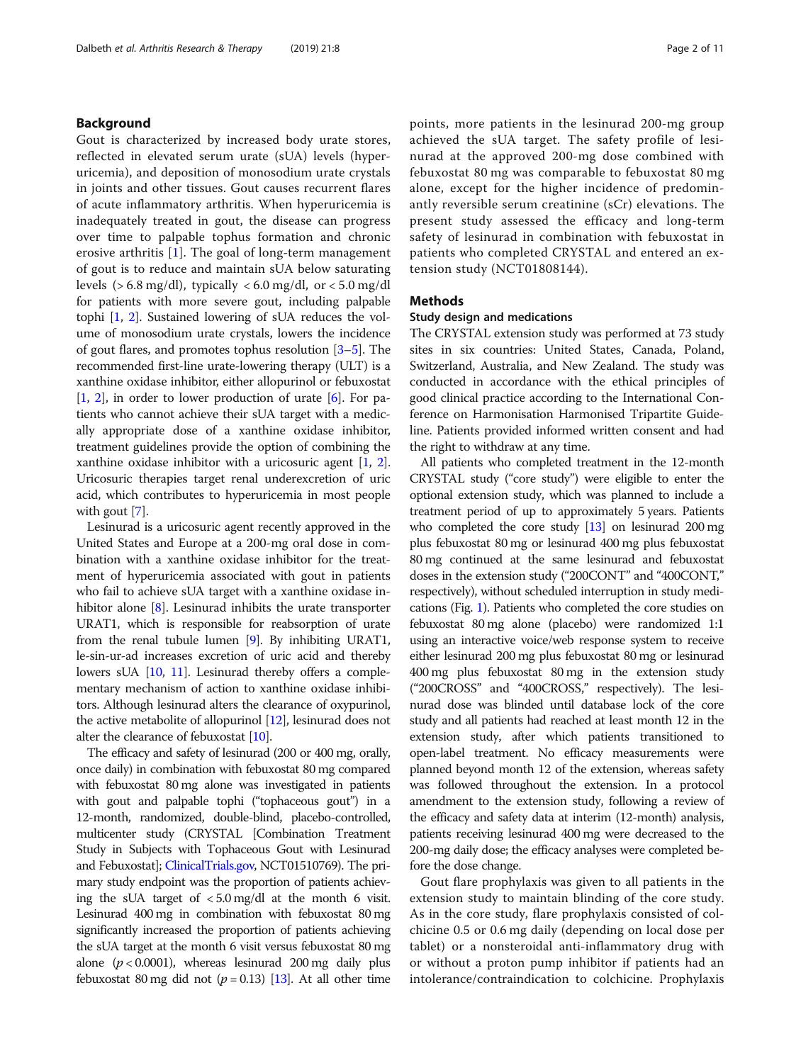## Background

Gout is characterized by increased body urate stores, reflected in elevated serum urate (sUA) levels (hyperuricemia), and deposition of monosodium urate crystals in joints and other tissues. Gout causes recurrent flares of acute inflammatory arthritis. When hyperuricemia is inadequately treated in gout, the disease can progress over time to palpable tophus formation and chronic erosive arthritis [1]. The goal of long-term management of gout is to reduce and maintain sUA below saturating levels (> 6.8 mg/dl), typically < 6.0 mg/dl, or < 5.0 mg/dl for patients with more severe gout, including palpable tophi [1, 2]. Sustained lowering of sUA reduces the volume of monosodium urate crystals, lowers the incidence of gout flares, and promotes tophus resolution [3–5]. The recommended first-line urate-lowering therapy (ULT) is a xanthine oxidase inhibitor, either allopurinol or febuxostat [1, 2], in order to lower production of urate [6]. For patients who cannot achieve their sUA target with a medically appropriate dose of a xanthine oxidase inhibitor, treatment guidelines provide the option of combining the xanthine oxidase inhibitor with a uricosuric agent [1, 2]. Uricosuric therapies target renal underexcretion of uric acid, which contributes to hyperuricemia in most people with gout [7].

Lesinurad is a uricosuric agent recently approved in the United States and Europe at a 200-mg oral dose in combination with a xanthine oxidase inhibitor for the treatment of hyperuricemia associated with gout in patients who fail to achieve sUA target with a xanthine oxidase inhibitor alone [8]. Lesinurad inhibits the urate transporter URAT1, which is responsible for reabsorption of urate from the renal tubule lumen [9]. By inhibiting URAT1, le-sin-ur-ad increases excretion of uric acid and thereby lowers sUA [10, 11]. Lesinurad thereby offers a complementary mechanism of action to xanthine oxidase inhibitors. Although lesinurad alters the clearance of oxypurinol, the active metabolite of allopurinol [12], lesinurad does not alter the clearance of febuxostat [10].

The efficacy and safety of lesinurad (200 or 400 mg, orally, once daily) in combination with febuxostat 80 mg compared with febuxostat 80 mg alone was investigated in patients with gout and palpable tophi ("tophaceous gout") in a 12-month, randomized, double-blind, placebo-controlled, multicenter study (CRYSTAL [Combination Treatment Study in Subjects with Tophaceous Gout with Lesinurad and Febuxostat]; ClinicalTrials.gov, NCT01510769). The primary study endpoint was the proportion of patients achieving the sUA target of < 5.0 mg/dl at the month 6 visit. Lesinurad 400 mg in combination with febuxostat 80 mg significantly increased the proportion of patients achieving the sUA target at the month 6 visit versus febuxostat 80 mg alone ($p < 0.0001$), whereas lesinurad 200 mg daily plus febuxostat 80 mg did not ($p = 0.13$) [13]. At all other time points, more patients in the lesinurad 200-mg group achieved the sUA target. The safety profile of lesinurad at the approved 200-mg dose combined with febuxostat 80 mg was comparable to febuxostat 80 mg alone, except for the higher incidence of predominantly reversible serum creatinine (sCr) elevations. The present study assessed the efficacy and long-term safety of lesinurad in combination with febuxostat in patients who completed CRYSTAL and entered an extension study (NCT01808144).

## Methods

### Study design and medications

The CRYSTAL extension study was performed at 73 study sites in six countries: United States, Canada, Poland, Switzerland, Australia, and New Zealand. The study was conducted in accordance with the ethical principles of good clinical practice according to the International Conference on Harmonisation Harmonised Tripartite Guideline. Patients provided informed written consent and had the right to withdraw at any time.

All patients who completed treatment in the 12-month CRYSTAL study ("core study") were eligible to enter the optional extension study, which was planned to include a treatment period of up to approximately 5 years. Patients who completed the core study [13] on lesinurad 200 mg plus febuxostat 80 mg or lesinurad 400 mg plus febuxostat 80 mg continued at the same lesinurad and febuxostat doses in the extension study ("200CONT" and "400CONT," respectively), without scheduled interruption in study medications (Fig. 1). Patients who completed the core studies on febuxostat 80 mg alone (placebo) were randomized 1:1 using an interactive voice/web response system to receive either lesinurad 200 mg plus febuxostat 80 mg or lesinurad 400 mg plus febuxostat 80 mg in the extension study ("200CROSS" and "400CROSS," respectively). The lesinurad dose was blinded until database lock of the core study and all patients had reached at least month 12 in the extension study, after which patients transitioned to open-label treatment. No efficacy measurements were planned beyond month 12 of the extension, whereas safety was followed throughout the extension. In a protocol amendment to the extension study, following a review of the efficacy and safety data at interim (12-month) analysis, patients receiving lesinurad 400 mg were decreased to the 200-mg daily dose; the efficacy analyses were completed before the dose change.

Gout flare prophylaxis was given to all patients in the extension study to maintain blinding of the core study. As in the core study, flare prophylaxis consisted of colchicine 0.5 or 0.6 mg daily (depending on local dose per tablet) or a nonsteroidal anti-inflammatory drug with or without a proton pump inhibitor if patients had an intolerance/contraindication to colchicine. Prophylaxis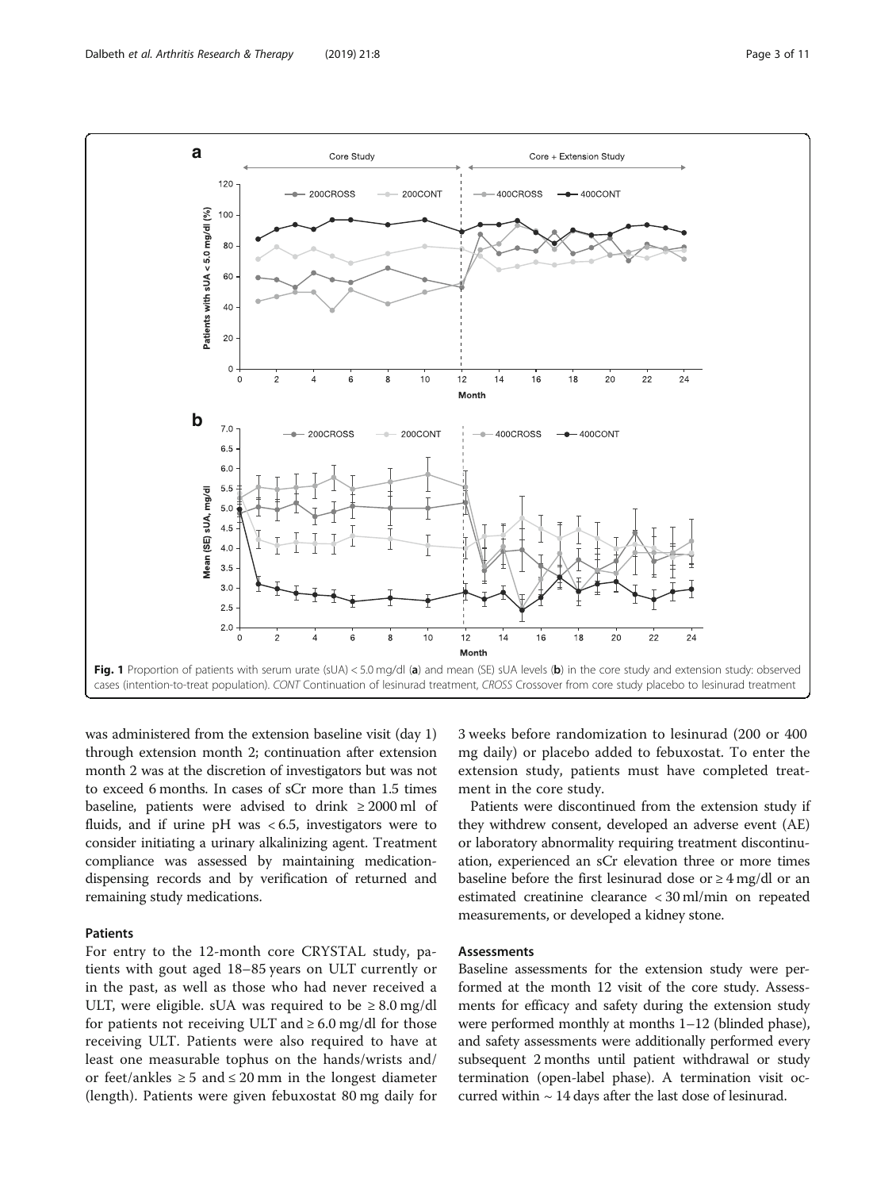**Fig. 1** Proportion of patients with serum urate (sUA) < 5.0 mg/dl (**a**) and mean (SE) sUA levels (**b**) in the core study and extension study: observed cases (intention-to-treat population). *CONT* Continuation of lesinurad treatment, *CROSS* Crossover from core study placebo to lesinurad treatment

was administered from the extension baseline visit (day 1) through extension month 2; continuation after extension month 2 was at the discretion of investigators but was not to exceed 6 months. In cases of sCr more than 1.5 times baseline, patients were advised to drink ≥ 2000 ml of fluids, and if urine pH was < 6.5, investigators were to consider initiating a urinary alkalinizing agent. Treatment compliance was assessed by maintaining medication-dispensing records and by verification of returned and remaining study medications.

### Patients

For entry to the 12-month core CRYSTAL study, patients with gout aged 18–85 years on ULT currently or in the past, as well as those who had never received a ULT, were eligible. sUA was required to be ≥ 8.0 mg/dl for patients not receiving ULT and ≥ 6.0 mg/dl for those receiving ULT. Patients were also required to have at least one measurable tophus on the hands/wrists and/or feet/ankles ≥ 5 and ≤ 20 mm in the longest diameter (length). Patients were given febuxostat 80 mg daily for 3 weeks before randomization to lesinurad (200 or 400 mg daily) or placebo added to febuxostat. To enter the extension study, patients must have completed treatment in the core study.

Patients were discontinued from the extension study if they withdrew consent, developed an adverse event (AE) or laboratory abnormality requiring treatment discontinuation, experienced an sCr elevation three or more times baseline before the first lesinurad dose or ≥ 4 mg/dl or an estimated creatinine clearance < 30 ml/min on repeated measurements, or developed a kidney stone.

### Assessments

Baseline assessments for the extension study were performed at the month 12 visit of the core study. Assessments for efficacy and safety during the extension study were performed monthly at months 1–12 (blinded phase), and safety assessments were additionally performed every subsequent 2 months until patient withdrawal or study termination (open-label phase). A termination visit occurred within ~ 14 days after the last dose of lesinurad.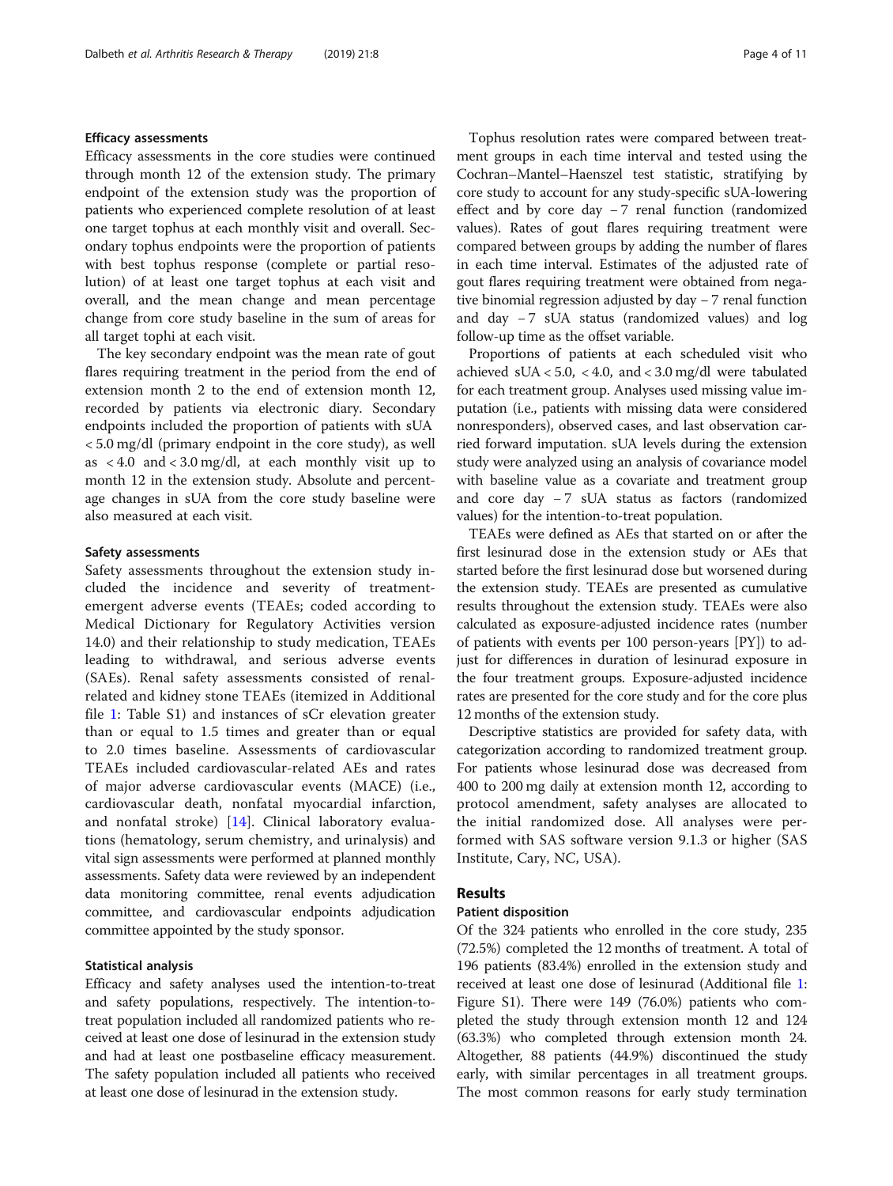### Efficacy assessments

Efficacy assessments in the core studies were continued through month 12 of the extension study. The primary endpoint of the extension study was the proportion of patients who experienced complete resolution of at least one target tophus at each monthly visit and overall. Secondary tophus endpoints were the proportion of patients with best tophus response (complete or partial resolution) of at least one target tophus at each visit and overall, and the mean change and mean percentage change from core study baseline in the sum of areas for all target tophi at each visit.

The key secondary endpoint was the mean rate of gout flares requiring treatment in the period from the end of extension month 2 to the end of extension month 12, recorded by patients via electronic diary. Secondary endpoints included the proportion of patients with sUA < 5.0 mg/dl (primary endpoint in the core study), as well as < 4.0 and < 3.0 mg/dl, at each monthly visit up to month 12 in the extension study. Absolute and percentage changes in sUA from the core study baseline were also measured at each visit.

### Safety assessments

Safety assessments throughout the extension study included the incidence and severity of treatment-emergent adverse events (TEAEs; coded according to Medical Dictionary for Regulatory Activities version 14.0) and their relationship to study medication, TEAEs leading to withdrawal, and serious adverse events (SAEs). Renal safety assessments consisted of renal-related and kidney stone TEAEs (itemized in Additional file 1: Table S1) and instances of sCr elevation greater than or equal to 1.5 times and greater than or equal to 2.0 times baseline. Assessments of cardiovascular TEAEs included cardiovascular-related AEs and rates of major adverse cardiovascular events (MACE) (i.e., cardiovascular death, nonfatal myocardial infarction, and nonfatal stroke) [14]. Clinical laboratory evaluations (hematology, serum chemistry, and urinalysis) and vital sign assessments were performed at planned monthly assessments. Safety data were reviewed by an independent data monitoring committee, renal events adjudication committee, and cardiovascular endpoints adjudication committee appointed by the study sponsor.

### Statistical analysis

Efficacy and safety analyses used the intention-to-treat and safety populations, respectively. The intention-to-treat population included all randomized patients who received at least one dose of lesinurad in the extension study and had at least one postbaseline efficacy measurement. The safety population included all patients who received at least one dose of lesinurad in the extension study.

Tophus resolution rates were compared between treatment groups in each time interval and tested using the Cochran–Mantel–Haenszel test statistic, stratifying by core study to account for any study-specific sUA-lowering effect and by core day − 7 renal function (randomized values). Rates of gout flares requiring treatment were compared between groups by adding the number of flares in each time interval. Estimates of the adjusted rate of gout flares requiring treatment were obtained from negative binomial regression adjusted by day − 7 renal function and day − 7 sUA status (randomized values) and log follow-up time as the offset variable.

Proportions of patients at each scheduled visit who achieved sUA < 5.0, < 4.0, and < 3.0 mg/dl were tabulated for each treatment group. Analyses used missing value imputation (i.e., patients with missing data were considered nonresponders), observed cases, and last observation carried forward imputation. sUA levels during the extension study were analyzed using an analysis of covariance model with baseline value as a covariate and treatment group and core day − 7 sUA status as factors (randomized values) for the intention-to-treat population.

TEAEs were defined as AEs that started on or after the first lesinurad dose in the extension study or AEs that started before the first lesinurad dose but worsened during the extension study. TEAEs are presented as cumulative results throughout the extension study. TEAEs were also calculated as exposure-adjusted incidence rates (number of patients with events per 100 person-years [PY]) to adjust for differences in duration of lesinurad exposure in the four treatment groups. Exposure-adjusted incidence rates are presented for the core study and for the core plus 12 months of the extension study.

Descriptive statistics are provided for safety data, with categorization according to randomized treatment group. For patients whose lesinurad dose was decreased from 400 to 200 mg daily at extension month 12, according to protocol amendment, safety analyses are allocated to the initial randomized dose. All analyses were performed with SAS software version 9.1.3 or higher (SAS Institute, Cary, NC, USA).

## Results

### Patient disposition

Of the 324 patients who enrolled in the core study, 235 (72.5%) completed the 12 months of treatment. A total of 196 patients (83.4%) enrolled in the extension study and received at least one dose of lesinurad (Additional file 1: Figure S1). There were 149 (76.0%) patients who completed the study through extension month 12 and 124 (63.3%) who completed through extension month 24. Altogether, 88 patients (44.9%) discontinued the study early, with similar percentages in all treatment groups. The most common reasons for early study termination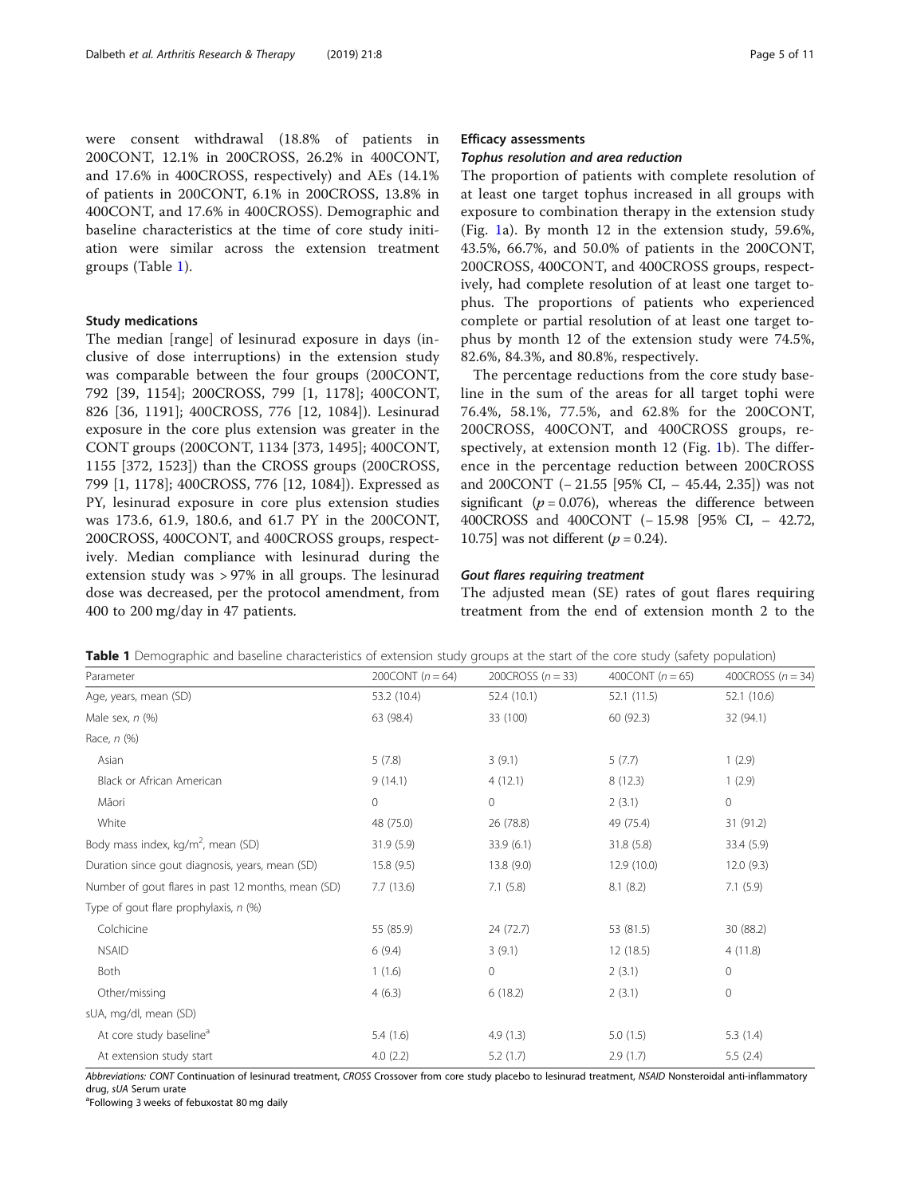were consent withdrawal (18.8% of patients in 200CONT, 12.1% in 200CROSS, 26.2% in 400CONT, and 17.6% in 400CROSS, respectively) and AEs (14.1% of patients in 200CONT, 6.1% in 200CROSS, 13.8% in 400CONT, and 17.6% in 400CROSS). Demographic and baseline characteristics at the time of core study initiation were similar across the extension treatment groups (Table 1).

### Study medications

The median [range] of lesinurad exposure in days (inclusive of dose interruptions) in the extension study was comparable between the four groups (200CONT, 792 [39, 1154]; 200CROSS, 799 [1, 1178]; 400CONT, 826 [36, 1191]; 400CROSS, 776 [12, 1084]). Lesinurad exposure in the core plus extension was greater in the CONT groups (200CONT, 1134 [373, 1495]; 400CONT, 1155 [372, 1523]) than the CROSS groups (200CROSS, 799 [1, 1178]; 400CROSS, 776 [12, 1084]). Expressed as PY, lesinurad exposure in core plus extension studies was 173.6, 61.9, 180.6, and 61.7 PY in the 200CONT, 200CROSS, 400CONT, and 400CROSS groups, respectively. Median compliance with lesinurad during the extension study was > 97% in all groups. The lesinurad dose was decreased, per the protocol amendment, from 400 to 200 mg/day in 47 patients.

### Efficacy assessments

#### Tophus resolution and area reduction

The proportion of patients with complete resolution of at least one target tophus increased in all groups with exposure to combination therapy in the extension study (Fig. 1a). By month 12 in the extension study, 59.6%, 43.5%, 66.7%, and 50.0% of patients in the 200CONT, 200CROSS, 400CONT, and 400CROSS groups, respectively, had complete resolution of at least one target tophus. The proportions of patients who experienced complete or partial resolution of at least one target tophus by month 12 of the extension study were 74.5%, 82.6%, 84.3%, and 80.8%, respectively.

The percentage reductions from the core study baseline in the sum of the areas for all target tophi were 76.4%, 58.1%, 77.5%, and 62.8% for the 200CONT, 200CROSS, 400CONT, and 400CROSS groups, respectively, at extension month 12 (Fig. 1b). The difference in the percentage reduction between 200CROSS and 200CONT (− 21.55 [95% CI, − 45.44, 2.35]) was not significant ($p = 0.076$), whereas the difference between 400CROSS and 400CONT (− 15.98 [95% CI, − 42.72, 10.75] was not different ($p = 0.24$).

#### Gout flares requiring treatment

The adjusted mean (SE) rates of gout flares requiring treatment from the end of extension month 2 to the

**Table 1** Demographic and baseline characteristics of extension study groups at the start of the core study (safety population)

| Parameter | 200CONT ($n = 64$) | 200CROSS ($n = 33$) | 400CONT ($n = 65$) | 400CROSS ($n = 34$) |
|---|---|---|---|---|
| Age, years, mean (SD) | 53.2 (10.4) | 52.4 (10.1) | 52.1 (11.5) | 52.1 (10.6) |
| Male sex, *n* (%) | 63 (98.4) | 33 (100) | 60 (92.3) | 32 (94.1) |
| Race, *n* (%) | | | | |
| Asian | 5 (7.8) | 3 (9.1) | 5 (7.7) | 1 (2.9) |
| Black or African American | 9 (14.1) | 4 (12.1) | 8 (12.3) | 1 (2.9) |
| Māori | 0 | 0 | 2 (3.1) | 0 |
| White | 48 (75.0) | 26 (78.8) | 49 (75.4) | 31 (91.2) |
| Body mass index, kg/m$^2$, mean (SD) | 31.9 (5.9) | 33.9 (6.1) | 31.8 (5.8) | 33.4 (5.9) |
| Duration since gout diagnosis, years, mean (SD) | 15.8 (9.5) | 13.8 (9.0) | 12.9 (10.0) | 12.0 (9.3) |
| Number of gout flares in past 12 months, mean (SD) | 7.7 (13.6) | 7.1 (5.8) | 8.1 (8.2) | 7.1 (5.9) |
| Type of gout flare prophylaxis, *n* (%) | | | | |
| Colchicine | 55 (85.9) | 24 (72.7) | 53 (81.5) | 30 (88.2) |
| NSAID | 6 (9.4) | 3 (9.1) | 12 (18.5) | 4 (11.8) |
| Both | 1 (1.6) | 0 | 2 (3.1) | 0 |
| Other/missing | 4 (6.3) | 6 (18.2) | 2 (3.1) | 0 |
| sUA, mg/dl, mean (SD) | | | | |
| At core study baseline[a] | 5.4 (1.6) | 4.9 (1.3) | 5.0 (1.5) | 5.3 (1.4) |
| At extension study start | 4.0 (2.2) | 5.2 (1.7) | 2.9 (1.7) | 5.5 (2.4) |

*Abbreviations: CONT* Continuation of lesinurad treatment, *CROSS* Crossover from core study placebo to lesinurad treatment, *NSAID* Nonsteroidal anti-inflammatory drug, *sUA* Serum urate

[a]Following 3 weeks of febuxostat 80 mg daily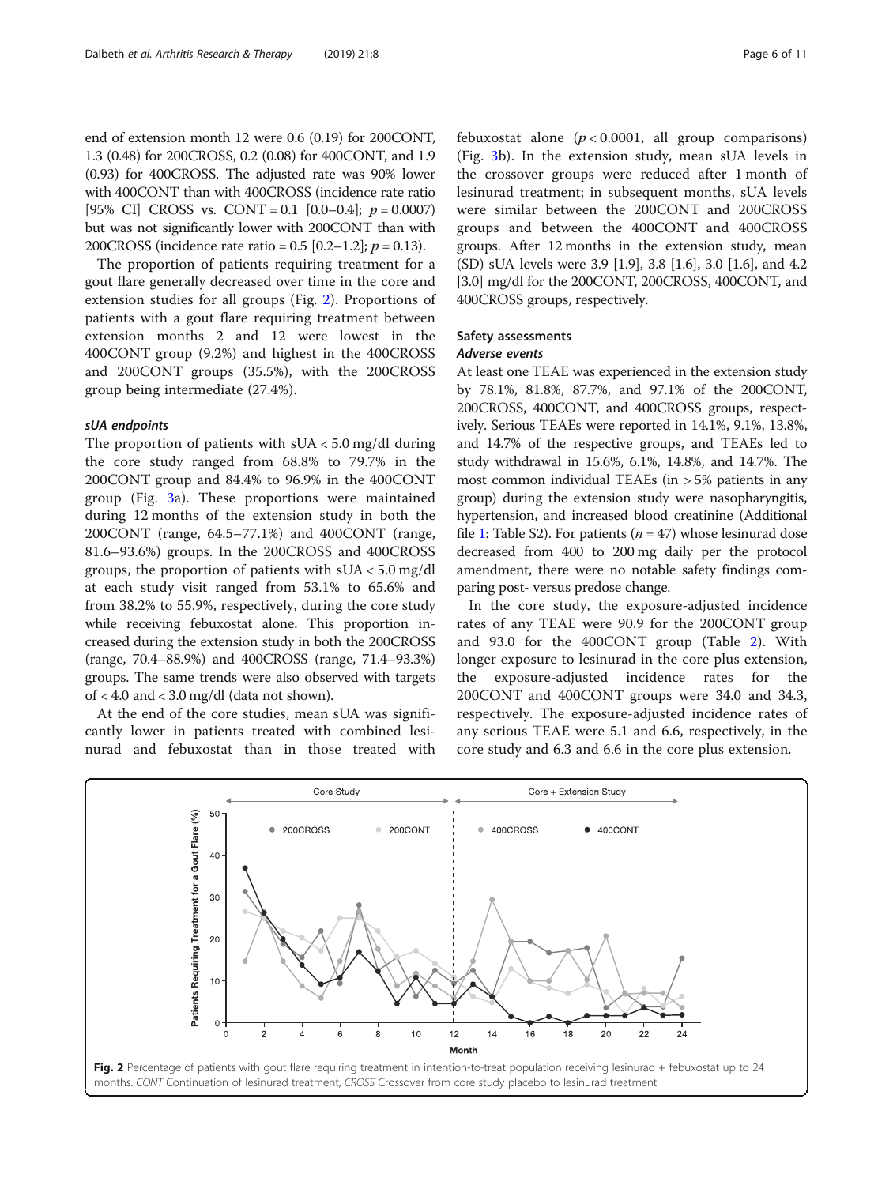end of extension month 12 were 0.6 (0.19) for 200CONT, 1.3 (0.48) for 200CROSS, 0.2 (0.08) for 400CONT, and 1.9 (0.93) for 400CROSS. The adjusted rate was 90% lower with 400CONT than with 400CROSS (incidence rate ratio [95% CI] CROSS vs. CONT = 0.1 [0.0–0.4]; $p = 0.0007$) but was not significantly lower with 200CONT than with 200CROSS (incidence rate ratio = 0.5 [0.2–1.2]; $p = 0.13$).

The proportion of patients requiring treatment for a gout flare generally decreased over time in the core and extension studies for all groups (Fig. 2). Proportions of patients with a gout flare requiring treatment between extension months 2 and 12 were lowest in the 400CONT group (9.2%) and highest in the 400CROSS and 200CONT groups (35.5%), with the 200CROSS group being intermediate (27.4%).

#### *sUA endpoints*

The proportion of patients with sUA < 5.0 mg/dl during the core study ranged from 68.8% to 79.7% in the 200CONT group and 84.4% to 96.9% in the 400CONT group (Fig. 3a). These proportions were maintained during 12 months of the extension study in both the 200CONT (range, 64.5–77.1%) and 400CONT (range, 81.6–93.6%) groups. In the 200CROSS and 400CROSS groups, the proportion of patients with sUA < 5.0 mg/dl at each study visit ranged from 53.1% to 65.6% and from 38.2% to 55.9%, respectively, during the core study while receiving febuxostat alone. This proportion increased during the extension study in both the 200CROSS (range, 70.4–88.9%) and 400CROSS (range, 71.4–93.3%) groups. The same trends were also observed with targets of < 4.0 and < 3.0 mg/dl (data not shown).

At the end of the core studies, mean sUA was significantly lower in patients treated with combined lesinurad and febuxostat than in those treated with febuxostat alone ($p < 0.0001$, all group comparisons) (Fig. 3b). In the extension study, mean sUA levels in the crossover groups were reduced after 1 month of lesinurad treatment; in subsequent months, sUA levels were similar between the 200CONT and 200CROSS groups and between the 400CONT and 400CROSS groups. After 12 months in the extension study, mean (SD) sUA levels were 3.9 [1.9], 3.8 [1.6], 3.0 [1.6], and 4.2 [3.0] mg/dl for the 200CONT, 200CROSS, 400CONT, and 400CROSS groups, respectively.

### Safety assessments

#### *Adverse events*

At least one TEAE was experienced in the extension study by 78.1%, 81.8%, 87.7%, and 97.1% of the 200CONT, 200CROSS, 400CONT, and 400CROSS groups, respectively. Serious TEAEs were reported in 14.1%, 9.1%, 13.8%, and 14.7% of the respective groups, and TEAEs led to study withdrawal in 15.6%, 6.1%, 14.8%, and 14.7%. The most common individual TEAEs (in > 5% patients in any group) during the extension study were nasopharyngitis, hypertension, and increased blood creatinine (Additional file 1: Table S2). For patients ($n = 47$) whose lesinurad dose decreased from 400 to 200 mg daily per the protocol amendment, there were no notable safety findings comparing post- versus predose change.

In the core study, the exposure-adjusted incidence rates of any TEAE were 90.9 for the 200CONT group and 93.0 for the 400CONT group (Table 2). With longer exposure to lesinurad in the core plus extension, the exposure-adjusted incidence rates for the 200CONT and 400CONT groups were 34.0 and 34.3, respectively. The exposure-adjusted incidence rates of any serious TEAE were 5.1 and 6.6, respectively, in the core study and 6.3 and 6.6 in the core plus extension.

**Fig. 2** Percentage of patients with gout flare requiring treatment in intention-to-treat population receiving lesinurad + febuxostat up to 24 months. *CONT* Continuation of lesinurad treatment, *CROSS* Crossover from core study placebo to lesinurad treatment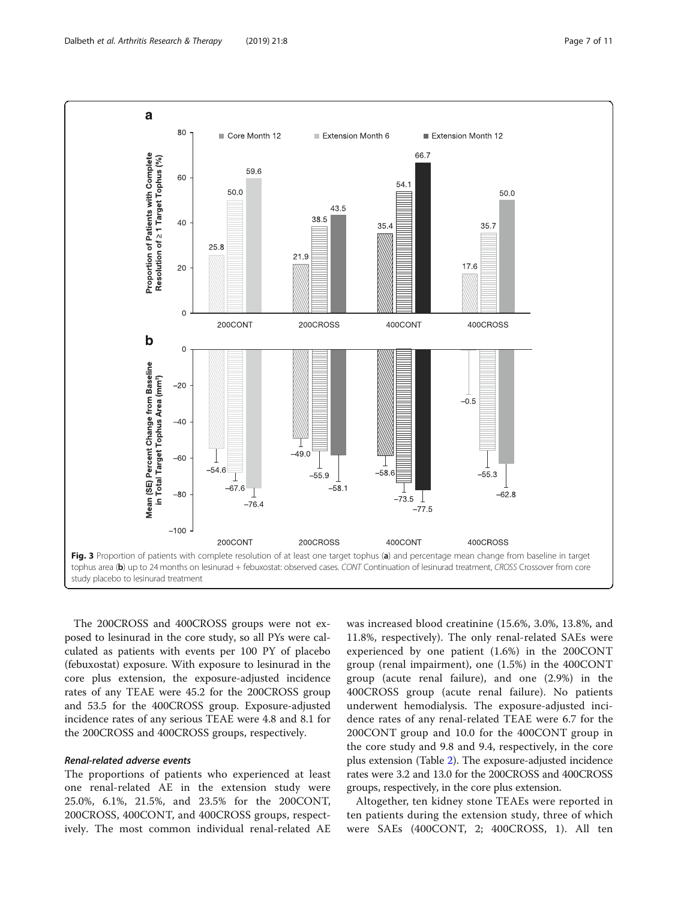Fig. 3 Proportion of patients with complete resolution of at least one target tophus (**a**) and percentage mean change from baseline in target tophus area (**b**) up to 24 months on lesinurad + febuxostat: observed cases. *CONT* Continuation of lesinurad treatment, *CROSS* Crossover from core study placebo to lesinurad treatment

The 200CROSS and 400CROSS groups were not exposed to lesinurad in the core study, so all PYs were calculated as patients with events per 100 PY of placebo (febuxostat) exposure. With exposure to lesinurad in the core plus extension, the exposure-adjusted incidence rates of any TEAE were 45.2 for the 200CROSS group and 53.5 for the 400CROSS group. Exposure-adjusted incidence rates of any serious TEAE were 4.8 and 8.1 for the 200CROSS and 400CROSS groups, respectively.

#### *Renal-related adverse events*

The proportions of patients who experienced at least one renal-related AE in the extension study were 25.0%, 6.1%, 21.5%, and 23.5% for the 200CONT, 200CROSS, 400CONT, and 400CROSS groups, respectively. The most common individual renal-related AE was increased blood creatinine (15.6%, 3.0%, 13.8%, and 11.8%, respectively). The only renal-related SAEs were experienced by one patient (1.6%) in the 200CONT group (renal impairment), one (1.5%) in the 400CONT group (acute renal failure), and one (2.9%) in the 400CROSS group (acute renal failure). No patients underwent hemodialysis. The exposure-adjusted incidence rates of any renal-related TEAE were 6.7 for the 200CONT group and 10.0 for the 400CONT group in the core study and 9.8 and 9.4, respectively, in the core plus extension (Table 2). The exposure-adjusted incidence rates were 3.2 and 13.0 for the 200CROSS and 400CROSS groups, respectively, in the core plus extension.

Altogether, ten kidney stone TEAEs were reported in ten patients during the extension study, three of which were SAEs (400CONT, 2; 400CROSS, 1). All ten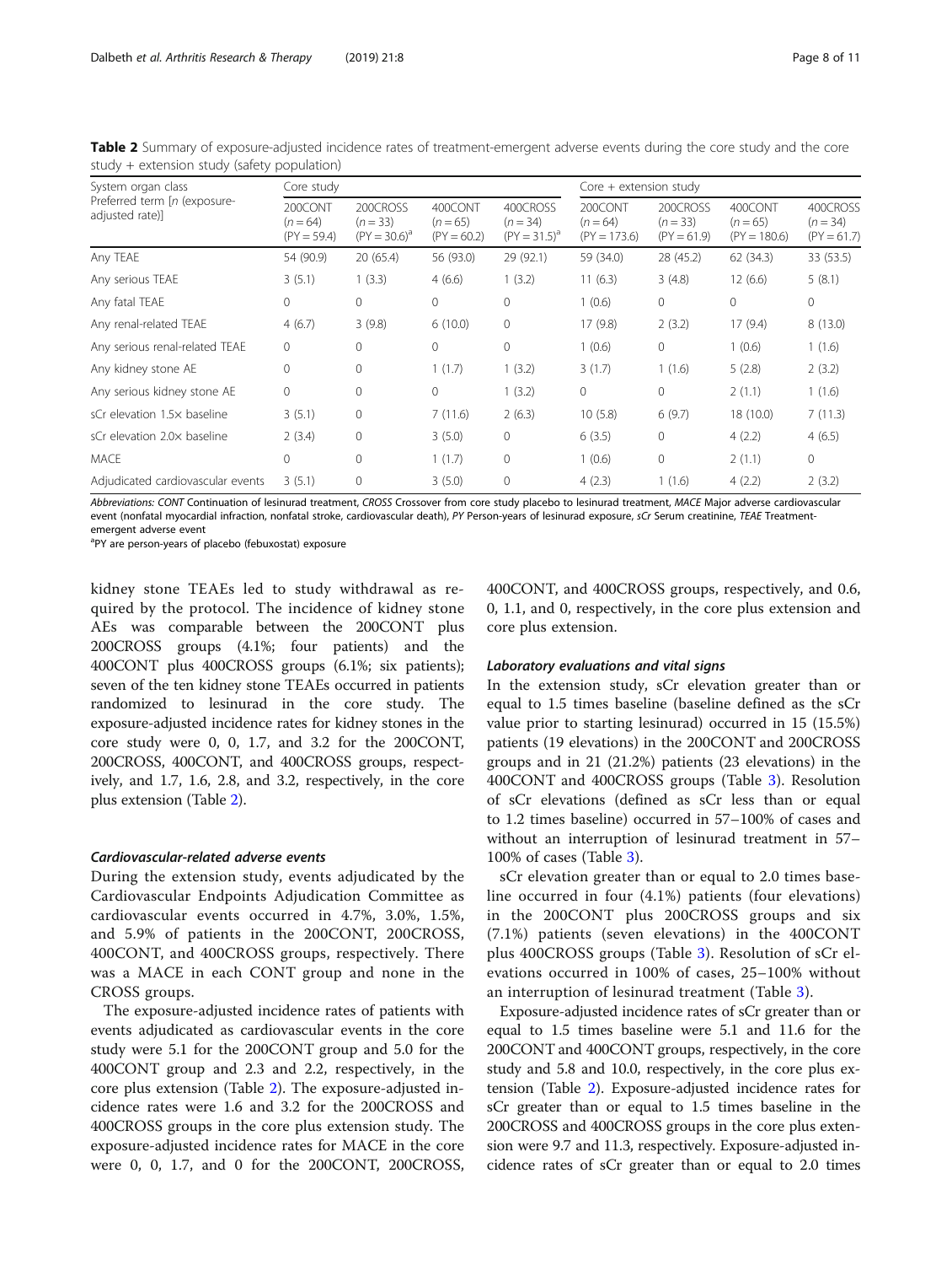**Table 2** Summary of exposure-adjusted incidence rates of treatment-emergent adverse events during the core study and the core study + extension study (safety population)

| System organ class<br>Preferred term [n (exposure-adjusted rate)] | Core study | | | | Core + extension study | | | |
|---|---|---|---|---|---|---|---|---|
| | 200CONT (n = 64) (PY = 59.4) | 200CROSS (n = 33) (PY = 30.6)[a] | 400CONT (n = 65) (PY = 60.2) | 400CROSS (n = 34) (PY = 31.5)[a] | 200CONT (n = 64) (PY = 173.6) | 200CROSS (n = 33) (PY = 61.9) | 400CONT (n = 65) (PY = 180.6) | 400CROSS (n = 34) (PY = 61.7) |
| Any TEAE | 54 (90.9) | 20 (65.4) | 56 (93.0) | 29 (92.1) | 59 (34.0) | 28 (45.2) | 62 (34.3) | 33 (53.5) |
| Any serious TEAE | 3 (5.1) | 1 (3.3) | 4 (6.6) | 1 (3.2) | 11 (6.3) | 3 (4.8) | 12 (6.6) | 5 (8.1) |
| Any fatal TEAE | 0 | 0 | 0 | 0 | 1 (0.6) | 0 | 0 | 0 |
| Any renal-related TEAE | 4 (6.7) | 3 (9.8) | 6 (10.0) | 0 | 17 (9.8) | 2 (3.2) | 17 (9.4) | 8 (13.0) |
| Any serious renal-related TEAE | 0 | 0 | 0 | 0 | 1 (0.6) | 0 | 1 (0.6) | 1 (1.6) |
| Any kidney stone AE | 0 | 0 | 1 (1.7) | 1 (3.2) | 3 (1.7) | 1 (1.6) | 5 (2.8) | 2 (3.2) |
| Any serious kidney stone AE | 0 | 0 | 0 | 1 (3.2) | 0 | 0 | 2 (1.1) | 1 (1.6) |
| sCr elevation 1.5× baseline | 3 (5.1) | 0 | 7 (11.6) | 2 (6.3) | 10 (5.8) | 6 (9.7) | 18 (10.0) | 7 (11.3) |
| sCr elevation 2.0× baseline | 2 (3.4) | 0 | 3 (5.0) | 0 | 6 (3.5) | 0 | 4 (2.2) | 4 (6.5) |
| MACE | 0 | 0 | 1 (1.7) | 0 | 1 (0.6) | 0 | 2 (1.1) | 0 |
| Adjudicated cardiovascular events | 3 (5.1) | 0 | 3 (5.0) | 0 | 4 (2.3) | 1 (1.6) | 4 (2.2) | 2 (3.2) |

*Abbreviations: CONT* Continuation of lesinurad treatment, *CROSS* Crossover from core study placebo to lesinurad treatment, *MACE* Major adverse cardiovascular event (nonfatal myocardial infraction, nonfatal stroke, cardiovascular death), *PY* Person-years of lesinurad exposure, *sCr* Serum creatinine, *TEAE* Treatment-emergent adverse event

[a]PY are person-years of placebo (febuxostat) exposure

kidney stone TEAEs led to study withdrawal as required by the protocol. The incidence of kidney stone AEs was comparable between the 200CONT plus 200CROSS groups (4.1%; four patients) and the 400CONT plus 400CROSS groups (6.1%; six patients); seven of the ten kidney stone TEAEs occurred in patients randomized to lesinurad in the core study. The exposure-adjusted incidence rates for kidney stones in the core study were 0, 0, 1.7, and 3.2 for the 200CONT, 200CROSS, 400CONT, and 400CROSS groups, respectively, and 1.7, 1.6, 2.8, and 3.2, respectively, in the core plus extension (Table 2).

#### Cardiovascular-related adverse events

During the extension study, events adjudicated by the Cardiovascular Endpoints Adjudication Committee as cardiovascular events occurred in 4.7%, 3.0%, 1.5%, and 5.9% of patients in the 200CONT, 200CROSS, 400CONT, and 400CROSS groups, respectively. There was a MACE in each CONT group and none in the CROSS groups.

The exposure-adjusted incidence rates of patients with events adjudicated as cardiovascular events in the core study were 5.1 for the 200CONT group and 5.0 for the 400CONT group and 2.3 and 2.2, respectively, in the core plus extension (Table 2). The exposure-adjusted incidence rates were 1.6 and 3.2 for the 200CROSS and 400CROSS groups in the core plus extension study. The exposure-adjusted incidence rates for MACE in the core were 0, 0, 1.7, and 0 for the 200CONT, 200CROSS, 400CONT, and 400CROSS groups, respectively, and 0.6, 0, 1.1, and 0, respectively, in the core plus extension and core plus extension.

#### Laboratory evaluations and vital signs

In the extension study, sCr elevation greater than or equal to 1.5 times baseline (baseline defined as the sCr value prior to starting lesinurad) occurred in 15 (15.5%) patients (19 elevations) in the 200CONT and 200CROSS groups and in 21 (21.2%) patients (23 elevations) in the 400CONT and 400CROSS groups (Table 3). Resolution of sCr elevations (defined as sCr less than or equal to 1.2 times baseline) occurred in 57–100% of cases and without an interruption of lesinurad treatment in 57–100% of cases (Table 3).

sCr elevation greater than or equal to 2.0 times baseline occurred in four (4.1%) patients (four elevations) in the 200CONT plus 200CROSS groups and six (7.1%) patients (seven elevations) in the 400CONT plus 400CROSS groups (Table 3). Resolution of sCr elevations occurred in 100% of cases, 25–100% without an interruption of lesinurad treatment (Table 3).

Exposure-adjusted incidence rates of sCr greater than or equal to 1.5 times baseline were 5.1 and 11.6 for the 200CONT and 400CONT groups, respectively, in the core study and 5.8 and 10.0, respectively, in the core plus extension (Table 2). Exposure-adjusted incidence rates for sCr greater than or equal to 1.5 times baseline in the 200CROSS and 400CROSS groups in the core plus extension were 9.7 and 11.3, respectively. Exposure-adjusted incidence rates of sCr greater than or equal to 2.0 times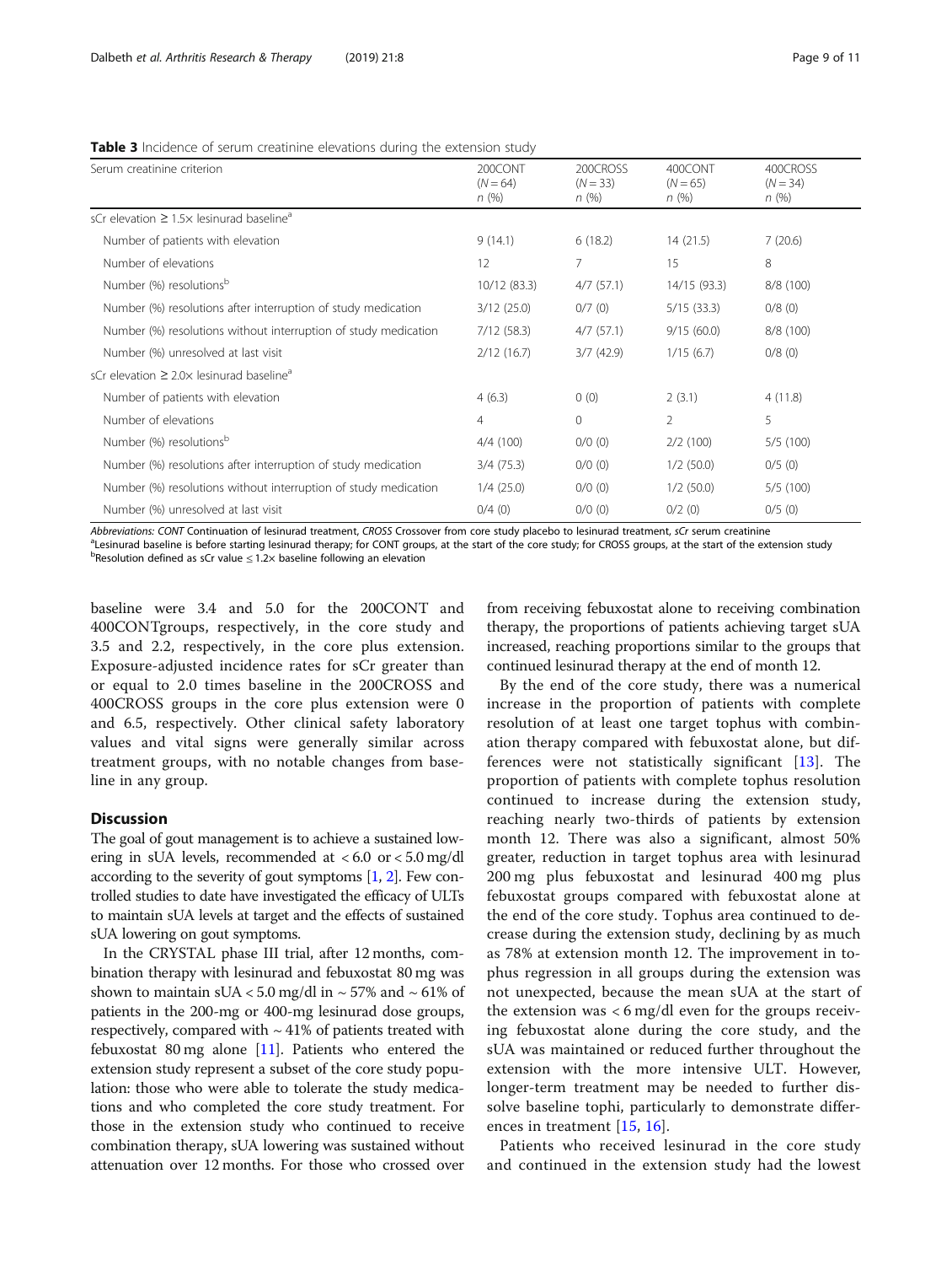**Table 3** Incidence of serum creatinine elevations during the extension study

| Serum creatinine criterion | 200CONT ($N = 64$) n (%) | 200CROSS ($N = 33$) n (%) | 400CONT ($N = 65$) n (%) | 400CROSS ($N = 34$) n (%) |
|---|---|---|---|---|
| sCr elevation ≥ 1.5× lesinurad baseline[a] | | | | |
| Number of patients with elevation | 9 (14.1) | 6 (18.2) | 14 (21.5) | 7 (20.6) |
| Number of elevations | 12 | 7 | 15 | 8 |
| Number (%) resolutions[b] | 10/12 (83.3) | 4/7 (57.1) | 14/15 (93.3) | 8/8 (100) |
| Number (%) resolutions after interruption of study medication | 3/12 (25.0) | 0/7 (0) | 5/15 (33.3) | 0/8 (0) |
| Number (%) resolutions without interruption of study medication | 7/12 (58.3) | 4/7 (57.1) | 9/15 (60.0) | 8/8 (100) |
| Number (%) unresolved at last visit | 2/12 (16.7) | 3/7 (42.9) | 1/15 (6.7) | 0/8 (0) |
| sCr elevation ≥ 2.0× lesinurad baseline[a] | | | | |
| Number of patients with elevation | 4 (6.3) | 0 (0) | 2 (3.1) | 4 (11.8) |
| Number of elevations | 4 | 0 | 2 | 5 |
| Number (%) resolutions[b] | 4/4 (100) | 0/0 (0) | 2/2 (100) | 5/5 (100) |
| Number (%) resolutions after interruption of study medication | 3/4 (75.3) | 0/0 (0) | 1/2 (50.0) | 0/5 (0) |
| Number (%) resolutions without interruption of study medication | 1/4 (25.0) | 0/0 (0) | 1/2 (50.0) | 5/5 (100) |
| Number (%) unresolved at last visit | 0/4 (0) | 0/0 (0) | 0/2 (0) | 0/5 (0) |

*Abbreviations: CONT* Continuation of lesinurad treatment, *CROSS* Crossover from core study placebo to lesinurad treatment, *sCr* serum creatinine

[a]Lesinurad baseline is before starting lesinurad therapy; for CONT groups, at the start of the core study; for CROSS groups, at the start of the extension study

[b]Resolution defined as sCr value ≤ 1.2× baseline following an elevation

baseline were 3.4 and 5.0 for the 200CONT and 400CONTgroups, respectively, in the core study and 3.5 and 2.2, respectively, in the core plus extension. Exposure-adjusted incidence rates for sCr greater than or equal to 2.0 times baseline in the 200CROSS and 400CROSS groups in the core plus extension were 0 and 6.5, respectively. Other clinical safety laboratory values and vital signs were generally similar across treatment groups, with no notable changes from baseline in any group.

## Discussion

The goal of gout management is to achieve a sustained lowering in sUA levels, recommended at < 6.0 or < 5.0 mg/dl according to the severity of gout symptoms [1, 2]. Few controlled studies to date have investigated the efficacy of ULTs to maintain sUA levels at target and the effects of sustained sUA lowering on gout symptoms.

In the CRYSTAL phase III trial, after 12 months, combination therapy with lesinurad and febuxostat 80 mg was shown to maintain sUA < 5.0 mg/dl in ~ 57% and ~ 61% of patients in the 200-mg or 400-mg lesinurad dose groups, respectively, compared with ~ 41% of patients treated with febuxostat 80 mg alone [11]. Patients who entered the extension study represent a subset of the core study population: those who were able to tolerate the study medications and who completed the core study treatment. For those in the extension study who continued to receive combination therapy, sUA lowering was sustained without attenuation over 12 months. For those who crossed over from receiving febuxostat alone to receiving combination therapy, the proportions of patients achieving target sUA increased, reaching proportions similar to the groups that continued lesinurad therapy at the end of month 12.

By the end of the core study, there was a numerical increase in the proportion of patients with complete resolution of at least one target tophus with combination therapy compared with febuxostat alone, but differences were not statistically significant [13]. The proportion of patients with complete tophus resolution continued to increase during the extension study, reaching nearly two-thirds of patients by extension month 12. There was also a significant, almost 50% greater, reduction in target tophus area with lesinurad 200 mg plus febuxostat and lesinurad 400 mg plus febuxostat groups compared with febuxostat alone at the end of the core study. Tophus area continued to decrease during the extension study, declining by as much as 78% at extension month 12. The improvement in tophus regression in all groups during the extension was not unexpected, because the mean sUA at the start of the extension was < 6 mg/dl even for the groups receiving febuxostat alone during the core study, and the sUA was maintained or reduced further throughout the extension with the more intensive ULT. However, longer-term treatment may be needed to further dissolve baseline tophi, particularly to demonstrate differences in treatment [15, 16].

Patients who received lesinurad in the core study and continued in the extension study had the lowest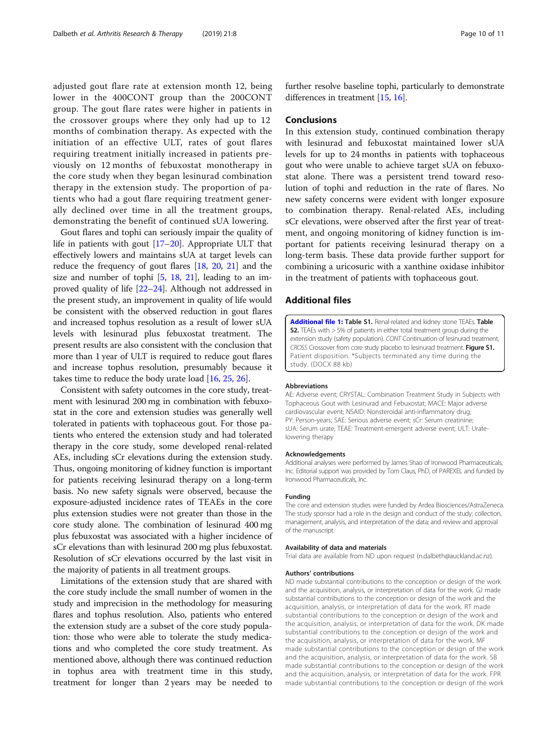adjusted gout flare rate at extension month 12, being lower in the 400CONT group than the 200CONT group. The gout flare rates were higher in patients in the crossover groups where they only had up to 12 months of combination therapy. As expected with the initiation of an effective ULT, rates of gout flares requiring treatment initially increased in patients previously on 12 months of febuxostat monotherapy in the core study when they began lesinurad combination therapy in the extension study. The proportion of patients who had a gout flare requiring treatment generally declined over time in all the treatment groups, demonstrating the benefit of continued sUA lowering.

Gout flares and tophi can seriously impair the quality of life in patients with gout [17–20]. Appropriate ULT that effectively lowers and maintains sUA at target levels can reduce the frequency of gout flares [18, 20, 21] and the size and number of tophi [5, 18, 21], leading to an improved quality of life [22–24]. Although not addressed in the present study, an improvement in quality of life would be consistent with the observed reduction in gout flares and increased tophus resolution as a result of lower sUA levels with lesinurad plus febuxostat treatment. The present results are also consistent with the conclusion that more than 1 year of ULT is required to reduce gout flares and increase tophus resolution, presumably because it takes time to reduce the body urate load [16, 25, 26].

Consistent with safety outcomes in the core study, treatment with lesinurad 200 mg in combination with febuxostat in the core and extension studies was generally well tolerated in patients with tophaceous gout. For those patients who entered the extension study and had tolerated therapy in the core study, some developed renal-related AEs, including sCr elevations during the extension study. Thus, ongoing monitoring of kidney function is important for patients receiving lesinurad therapy on a long-term basis. No new safety signals were observed, because the exposure-adjusted incidence rates of TEAEs in the core plus extension studies were not greater than those in the core study alone. The combination of lesinurad 400 mg plus febuxostat was associated with a higher incidence of sCr elevations than with lesinurad 200 mg plus febuxostat. Resolution of sCr elevations occurred by the last visit in the majority of patients in all treatment groups.

Limitations of the extension study that are shared with the core study include the small number of women in the study and imprecision in the methodology for measuring flares and tophus resolution. Also, patients who entered the extension study are a subset of the core study population: those who were able to tolerate the study medications and who completed the core study treatment. As mentioned above, although there was continued reduction in tophus area with treatment time in this study, treatment for longer than 2 years may be needed to further resolve baseline tophi, particularly to demonstrate differences in treatment [15, 16].

## Conclusions

In this extension study, continued combination therapy with lesinurad and febuxostat maintained lower sUA levels for up to 24 months in patients with tophaceous gout who were unable to achieve target sUA on febuxostat alone. There was a persistent trend toward resolution of tophi and reduction in the rate of flares. No new safety concerns were evident with longer exposure to combination therapy. Renal-related AEs, including sCr elevations, were observed after the first year of treatment, and ongoing monitoring of kidney function is important for patients receiving lesinurad therapy on a long-term basis. These data provide further support for combining a uricosuric with a xanthine oxidase inhibitor in the treatment of patients with tophaceous gout.

## Additional files

**Additional file 1: Table S1.** Renal-related and kidney stone TEAEs. **Table S2.** TEAEs with > 5% of patients in either total treatment group during the extension study (safety population). *CONT* Continuation of lesinurad treatment, *CROSS* Crossover from core study placebo to lesinurad treatment. **Figure S1.** Patient disposition. *Subjects terminated any time during the study. (DOCX 88 kb)

### Abbreviations

AE: Adverse event; CRYSTAL: Combination Treatment Study in Subjects with Tophaceous Gout with Lesinurad and Febuxostat; MACE: Major adverse cardiovascular event; NSAID: Nonsteroidal anti-inflammatory drug; PY: Person-years; SAE: Serious adverse event; sCr: Serum creatinine; sUA: Serum urate; TEAE: Treatment-emergent adverse event; ULT: Urate-lowering therapy

### Acknowledgements

Additional analyses were performed by James Shao of Ironwood Pharmaceuticals, Inc. Editorial support was provided by Tom Claus, PhD, of PAREXEL and funded by Ironwood Pharmaceuticals, Inc.

### Funding

The core and extension studies were funded by Ardea Biosciences/AstraZeneca. The study sponsor had a role in the design and conduct of the study; collection, management, analysis, and interpretation of the data; and review and approval of the manuscript.

### Availability of data and materials

Trial data are available from ND upon request (n.dalbeth@auckland.ac.nz).

### Authors' contributions

ND made substantial contributions to the conception or design of the work and the acquisition, analysis, or interpretation of data for the work. GJ made substantial contributions to the conception or design of the work and the acquisition, analysis, or interpretation of data for the work. RT made substantial contributions to the conception or design of the work and the acquisition, analysis, or interpretation of data for the work. DK made substantial contributions to the conception or design of the work and the acquisition, analysis, or interpretation of data for the work. MF made substantial contributions to the conception or design of the work and the acquisition, analysis, or interpretation of data for the work. SB made substantial contributions to the conception or design of the work and the acquisition, analysis, or interpretation of data for the work. FPR made substantial contributions to the conception or design of the work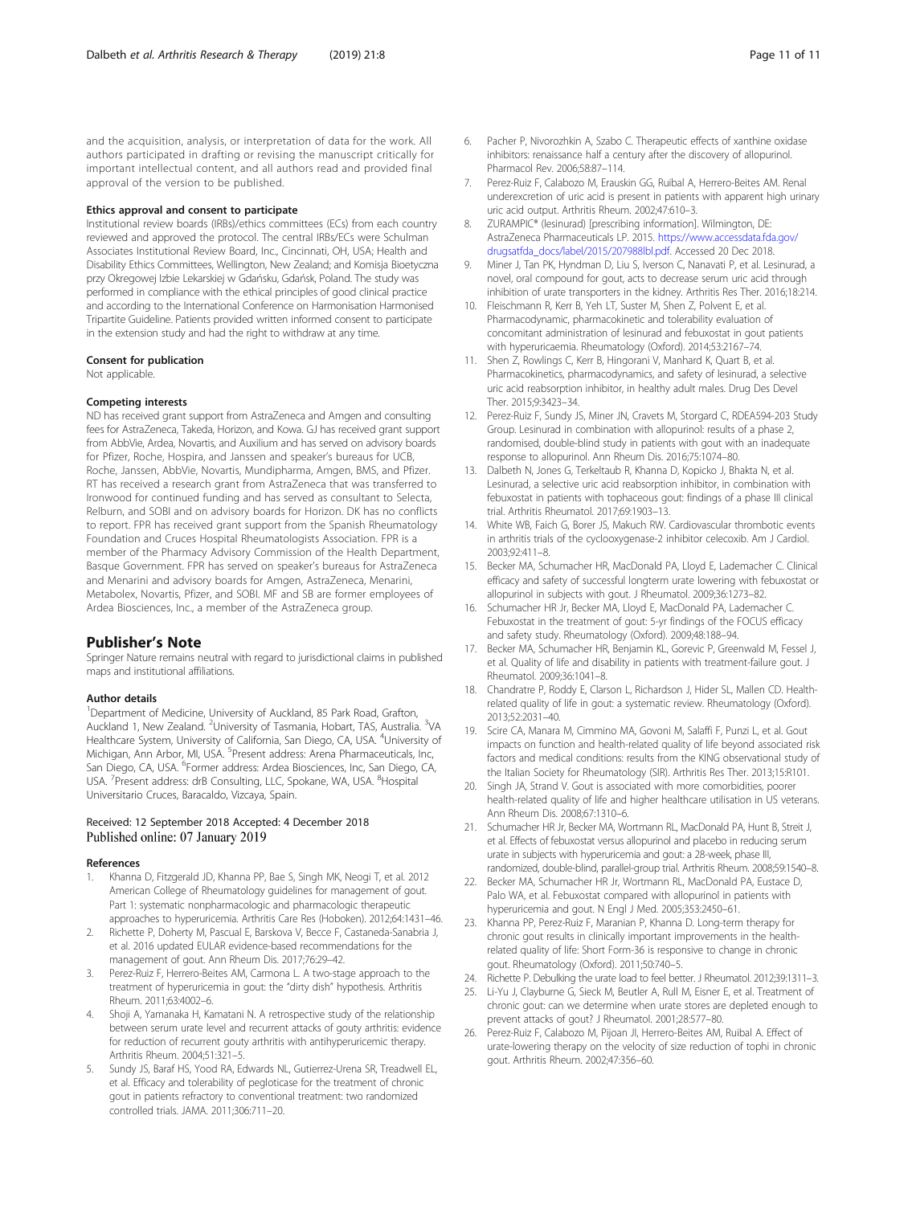and the acquisition, analysis, or interpretation of data for the work. All authors participated in drafting or revising the manuscript critically for important intellectual content, and all authors read and provided final approval of the version to be published.

#### Ethics approval and consent to participate

Institutional review boards (IRBs)/ethics committees (ECs) from each country reviewed and approved the protocol. The central IRBs/ECs were Schulman Associates Institutional Review Board, Inc., Cincinnati, OH, USA; Health and Disability Ethics Committees, Wellington, New Zealand; and Komisja Bioetyczna przy Okregowej Izbie Lekarskiej w Gdańsku, Gdańsk, Poland. The study was performed in compliance with the ethical principles of good clinical practice and according to the International Conference on Harmonisation Harmonised Tripartite Guideline. Patients provided written informed consent to participate in the extension study and had the right to withdraw at any time.

#### Consent for publication

Not applicable.

#### Competing interests

ND has received grant support from AstraZeneca and Amgen and consulting fees for AstraZeneca, Takeda, Horizon, and Kowa. GJ has received grant support from AbbVie, Ardea, Novartis, and Auxilium and has served on advisory boards for Pfizer, Roche, Hospira, and Janssen and speaker's bureaus for UCB, Roche, Janssen, AbbVie, Novartis, Mundipharma, Amgen, BMS, and Pfizer. RT has received a research grant from AstraZeneca that was transferred to Ironwood for continued funding and has served as consultant to Selecta, Relburn, and SOBI and on advisory boards for Horizon. DK has no conflicts to report. FPR has received grant support from the Spanish Rheumatology Foundation and Cruces Hospital Rheumatologists Association. FPR is a member of the Pharmacy Advisory Commission of the Health Department, Basque Government. FPR has served on speaker's bureaus for AstraZeneca and Menarini and advisory boards for Amgen, AstraZeneca, Menarini, Metabolex, Novartis, Pfizer, and SOBI. MF and SB are former employees of Ardea Biosciences, Inc., a member of the AstraZeneca group.

## Publisher's Note

Springer Nature remains neutral with regard to jurisdictional claims in published maps and institutional affiliations.

#### Author details

[1]Department of Medicine, University of Auckland, 85 Park Road, Grafton, Auckland 1, New Zealand. [2]University of Tasmania, Hobart, TAS, Australia. [3]VA Healthcare System, University of California, San Diego, CA, USA. [4]University of Michigan, Ann Arbor, MI, USA. [5]Present address: Arena Pharmaceuticals, Inc, San Diego, CA, USA. [6]Former address: Ardea Biosciences, Inc, San Diego, CA, USA. [7]Present address: drB Consulting, LLC, Spokane, WA, USA. [8]Hospital Universitario Cruces, Baracaldo, Vizcaya, Spain.

Received: 12 September 2018 Accepted: 4 December 2018
Published online: 07 January 2019

#### References

1. Khanna D, Fitzgerald JD, Khanna PP, Bae S, Singh MK, Neogi T, et al. 2012 American College of Rheumatology guidelines for management of gout. Part 1: systematic nonpharmacologic and pharmacologic therapeutic approaches to hyperuricemia. Arthritis Care Res (Hoboken). 2012;64:1431–46.
2. Richette P, Doherty M, Pascual E, Barskova V, Becce F, Castaneda-Sanabria J, et al. 2016 updated EULAR evidence-based recommendations for the management of gout. Ann Rheum Dis. 2017;76:29–42.
3. Perez-Ruiz F, Herrero-Beites AM, Carmona L. A two-stage approach to the treatment of hyperuricemia in gout: the "dirty dish" hypothesis. Arthritis Rheum. 2011;63:4002–6.
4. Shoji A, Yamanaka H, Kamatani N. A retrospective study of the relationship between serum urate level and recurrent attacks of gouty arthritis: evidence for reduction of recurrent gouty attacks with antihyperuricemic therapy. Arthritis Rheum. 2004;51:321–5.
5. Sundy JS, Baraf HS, Yood RA, Edwards NL, Gutierrez-Urena SR, Treadwell EL, et al. Efficacy and tolerability of pegloticase for the treatment of chronic gout in patients refractory to conventional treatment: two randomized controlled trials. JAMA. 2011;306:711–20.
6. Pacher P, Nivorozhkin A, Szabo C. Therapeutic effects of xanthine oxidase inhibitors: renaissance half a century after the discovery of allopurinol. Pharmacol Rev. 2006;58:87–114.
7. Perez-Ruiz F, Calabozo M, Erauskin GG, Ruibal A, Herrero-Beites AM. Renal underexcretion of uric acid is present in patients with apparent high urinary uric acid output. Arthritis Rheum. 2002;47:610–3.
8. ZURAMPIC® (lesinurad) [prescribing information]. Wilmington, DE: AstraZeneca Pharmaceuticals LP. 2015. https://www.accessdata.fda.gov/drugsatfda_docs/label/2015/207988lbl.pdf. Accessed 20 Dec 2018.
9. Miner J, Tan PK, Hyndman D, Liu S, Iverson C, Nanavati P, et al. Lesinurad, a novel, oral compound for gout, acts to decrease serum uric acid through inhibition of urate transporters in the kidney. Arthritis Res Ther. 2016;18:214.
10. Fleischmann R, Kerr B, Yeh LT, Suster M, Shen Z, Polvent E, et al. Pharmacodynamic, pharmacokinetic and tolerability evaluation of concomitant administration of lesinurad and febuxostat in gout patients with hyperuricaemia. Rheumatology (Oxford). 2014;53:2167–74.
11. Shen Z, Rowlings C, Kerr B, Hingorani V, Manhard K, Quart B, et al. Pharmacokinetics, pharmacodynamics, and safety of lesinurad, a selective uric acid reabsorption inhibitor, in healthy adult males. Drug Des Devel Ther. 2015;9:3423–34.
12. Perez-Ruiz F, Sundy JS, Miner JN, Cravets M, Storgard C, RDEA594-203 Study Group. Lesinurad in combination with allopurinol: results of a phase 2, randomised, double-blind study in patients with gout with an inadequate response to allopurinol. Ann Rheum Dis. 2016;75:1074–80.
13. Dalbeth N, Jones G, Terkeltaub R, Khanna D, Kopicko J, Bhakta N, et al. Lesinurad, a selective uric acid reabsorption inhibitor, in combination with febuxostat in patients with tophaceous gout: findings of a phase III clinical trial. Arthritis Rheumatol. 2017;69:1903–13.
14. White WB, Faich G, Borer JS, Makuch RW. Cardiovascular thrombotic events in arthritis trials of the cyclooxygenase-2 inhibitor celecoxib. Am J Cardiol. 2003;92:411–8.
15. Becker MA, Schumacher HR, MacDonald PA, Lloyd E, Lademacher C. Clinical efficacy and safety of successful longterm urate lowering with febuxostat or allopurinol in subjects with gout. J Rheumatol. 2009;36:1273–82.
16. Schumacher HR Jr, Becker MA, Lloyd E, MacDonald PA, Lademacher C. Febuxostat in the treatment of gout: 5-yr findings of the FOCUS efficacy and safety study. Rheumatology (Oxford). 2009;48:188–94.
17. Becker MA, Schumacher HR, Benjamin KL, Gorevic P, Greenwald M, Fessel J, et al. Quality of life and disability in patients with treatment-failure gout. J Rheumatol. 2009;36:1041–8.
18. Chandratre P, Roddy E, Clarson L, Richardson J, Hider SL, Mallen CD. Health-related quality of life in gout: a systematic review. Rheumatology (Oxford). 2013;52:2031–40.
19. Scire CA, Manara M, Cimmino MA, Govoni M, Salaffi F, Punzi L, et al. Gout impacts on function and health-related quality of life beyond associated risk factors and medical conditions: results from the KING observational study of the Italian Society for Rheumatology (SIR). Arthritis Res Ther. 2013;15:R101.
20. Singh JA, Strand V. Gout is associated with more comorbidities, poorer health-related quality of life and higher healthcare utilisation in US veterans. Ann Rheum Dis. 2008;67:1310–6.
21. Schumacher HR Jr, Becker MA, Wortmann RL, MacDonald PA, Hunt B, Streit J, et al. Effects of febuxostat versus allopurinol and placebo in reducing serum urate in subjects with hyperuricemia and gout: a 28-week, phase III, randomized, double-blind, parallel-group trial. Arthritis Rheum. 2008;59:1540–8.
22. Becker MA, Schumacher HR Jr, Wortmann RL, MacDonald PA, Eustace D, Palo WA, et al. Febuxostat compared with allopurinol in patients with hyperuricemia and gout. N Engl J Med. 2005;353:2450–61.
23. Khanna PP, Perez-Ruiz F, Maranian P, Khanna D. Long-term therapy for chronic gout results in clinically important improvements in the health-related quality of life: Short Form-36 is responsive to change in chronic gout. Rheumatology (Oxford). 2011;50:740–5.
24. Richette P. Debulking the urate load to feel better. J Rheumatol. 2012;39:1311–3.
25. Li-Yu J, Clayburne G, Sieck M, Beutler A, Rull M, Eisner E, et al. Treatment of chronic gout: can we determine when urate stores are depleted enough to prevent attacks of gout? J Rheumatol. 2001;28:577–80.
26. Perez-Ruiz F, Calabozo M, Pijoan JI, Herrero-Beites AM, Ruibal A. Effect of urate-lowering therapy on the velocity of size reduction of tophi in chronic gout. Arthritis Rheum. 2002;47:356–60.